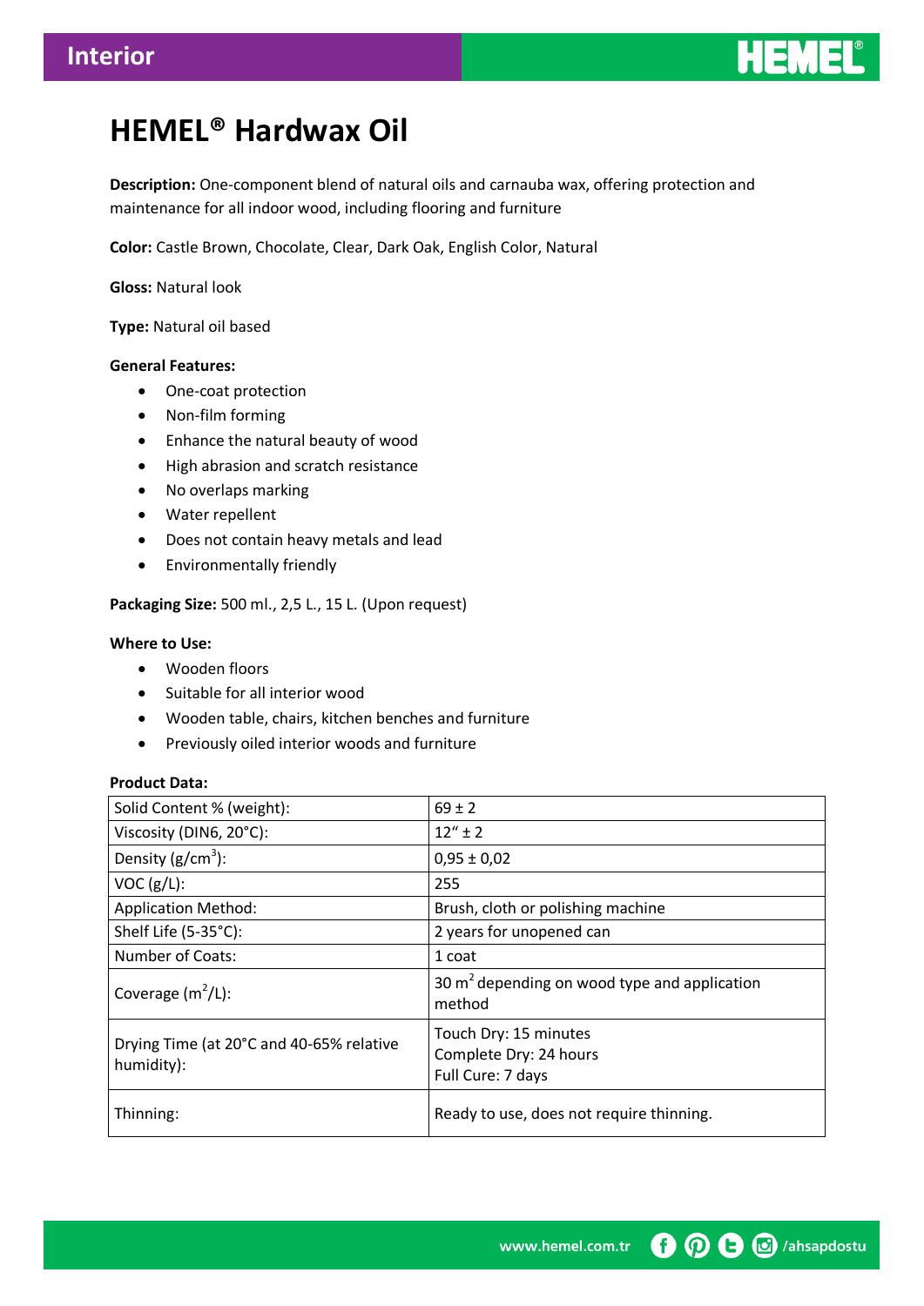# HEMEL® Hardwax Oil

**Description:** One-component blend of natural oils and carnauba wax, offering protection and maintenance for all indoor wood, including flooring and furniture

**Color:** Castle Brown, Chocolate, Clear, Dark Oak, English Color, Natural

**Gloss:** Natural look

**Type:** Natural oil based

**General Features:**

- One-coat protection
- Non-film forming
- Enhance the natural beauty of wood
- High abrasion and scratch resistance
- No overlaps marking
- Water repellent
- Does not contain heavy metals and lead
- Environmentally friendly

**Packaging Size:** 500 ml., 2,5 L., 15 L. (Upon request)

**Where to Use:**

- Wooden floors
- Suitable for all interior wood
- Wooden table, chairs, kitchen benches and furniture
- Previously oiled interior woods and furniture

**Product Data:**

| Property | Value |
|---|---|
| Solid Content % (weight): | 69 ± 2 |
| Viscosity (DIN6, 20°C): | 12" ± 2 |
| Density (g/cm$^3$): | 0,95 ± 0,02 |
| VOC (g/L): | 255 |
| Application Method: | Brush, cloth or polishing machine |
| Shelf Life (5-35°C): | 2 years for unopened can |
| Number of Coats: | 1 coat |
| Coverage (m$^2$/L): | 30 m$^2$ depending on wood type and application method |
| Drying Time (at 20°C and 40-65% relative humidity): | Touch Dry: 15 minutes<br>Complete Dry: 24 hours<br>Full Cure: 7 days |
| Thinning: | Ready to use, does not require thinning. |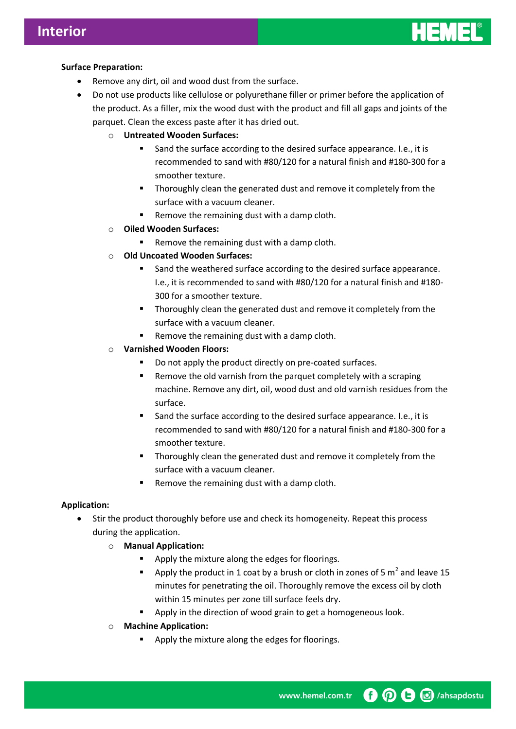**Surface Preparation:**

- Remove any dirt, oil and wood dust from the surface.
- Do not use products like cellulose or polyurethane filler or primer before the application of the product. As a filler, mix the wood dust with the product and fill all gaps and joints of the parquet. Clean the excess paste after it has dried out.
    - **Untreated Wooden Surfaces:**
        - Sand the surface according to the desired surface appearance. I.e., it is recommended to sand with #80/120 for a natural finish and #180-300 for a smoother texture.
        - Thoroughly clean the generated dust and remove it completely from the surface with a vacuum cleaner.
        - Remove the remaining dust with a damp cloth.
    - **Oiled Wooden Surfaces:**
        - Remove the remaining dust with a damp cloth.
    - **Old Uncoated Wooden Surfaces:**
        - Sand the weathered surface according to the desired surface appearance. I.e., it is recommended to sand with #80/120 for a natural finish and #180-300 for a smoother texture.
        - Thoroughly clean the generated dust and remove it completely from the surface with a vacuum cleaner.
        - Remove the remaining dust with a damp cloth.
    - **Varnished Wooden Floors:**
        - Do not apply the product directly on pre-coated surfaces.
        - Remove the old varnish from the parquet completely with a scraping machine. Remove any dirt, oil, wood dust and old varnish residues from the surface.
        - Sand the surface according to the desired surface appearance. I.e., it is recommended to sand with #80/120 for a natural finish and #180-300 for a smoother texture.
        - Thoroughly clean the generated dust and remove it completely from the surface with a vacuum cleaner.
        - Remove the remaining dust with a damp cloth.

**Application:**

- Stir the product thoroughly before use and check its homogeneity. Repeat this process during the application.
    - **Manual Application:**
        - Apply the mixture along the edges for floorings.
        - Apply the product in 1 coat by a brush or cloth in zones of 5 $m^2$ and leave 15 minutes for penetrating the oil. Thoroughly remove the excess oil by cloth within 15 minutes per zone till surface feels dry.
        - Apply in the direction of wood grain to get a homogeneous look.
    - **Machine Application:**
        - Apply the mixture along the edges for floorings.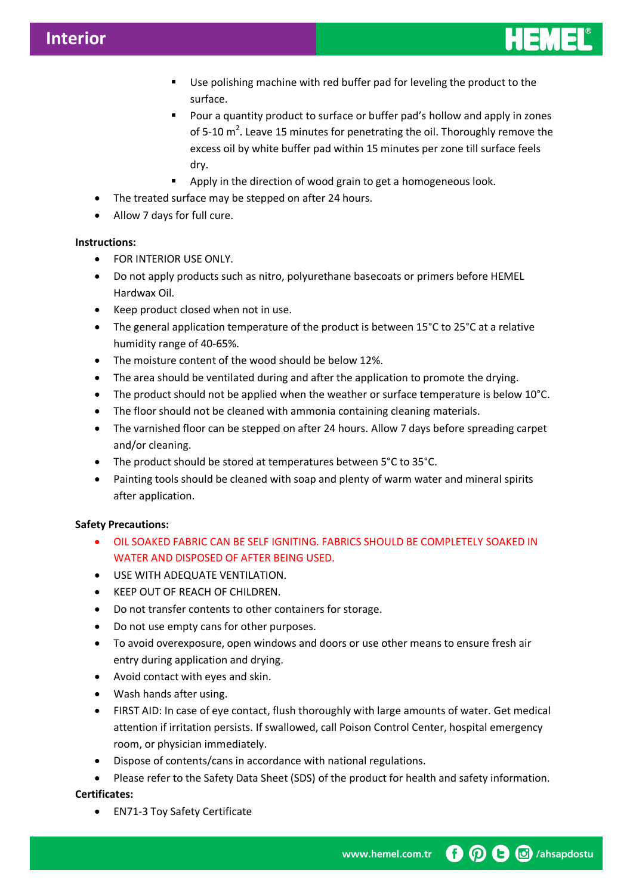- Use polishing machine with red buffer pad for leveling the product to the surface.
    - Pour a quantity product to surface or buffer pad's hollow and apply in zones of 5-10 $m^2$. Leave 15 minutes for penetrating the oil. Thoroughly remove the excess oil by white buffer pad within 15 minutes per zone till surface feels dry.
    - Apply in the direction of wood grain to get a homogeneous look.
- The treated surface may be stepped on after 24 hours.
- Allow 7 days for full cure.

**Instructions:**

- FOR INTERIOR USE ONLY.
- Do not apply products such as nitro, polyurethane basecoats or primers before HEMEL Hardwax Oil.
- Keep product closed when not in use.
- The general application temperature of the product is between 15°C to 25°C at a relative humidity range of 40-65%.
- The moisture content of the wood should be below 12%.
- The area should be ventilated during and after the application to promote the drying.
- The product should not be applied when the weather or surface temperature is below 10°C.
- The floor should not be cleaned with ammonia containing cleaning materials.
- The varnished floor can be stepped on after 24 hours. Allow 7 days before spreading carpet and/or cleaning.
- The product should be stored at temperatures between 5°C to 35°C.
- Painting tools should be cleaned with soap and plenty of warm water and mineral spirits after application.

**Safety Precautions:**

- OIL SOAKED FABRIC CAN BE SELF IGNITING. FABRICS SHOULD BE COMPLETELY SOAKED IN WATER AND DISPOSED OF AFTER BEING USED.
- USE WITH ADEQUATE VENTILATION.
- KEEP OUT OF REACH OF CHILDREN.
- Do not transfer contents to other containers for storage.
- Do not use empty cans for other purposes.
- To avoid overexposure, open windows and doors or use other means to ensure fresh air entry during application and drying.
- Avoid contact with eyes and skin.
- Wash hands after using.
- FIRST AID: In case of eye contact, flush thoroughly with large amounts of water. Get medical attention if irritation persists. If swallowed, call Poison Control Center, hospital emergency room, or physician immediately.
- Dispose of contents/cans in accordance with national regulations.
- Please refer to the Safety Data Sheet (SDS) of the product for health and safety information.

**Certificates:**

- EN71-3 Toy Safety Certificate